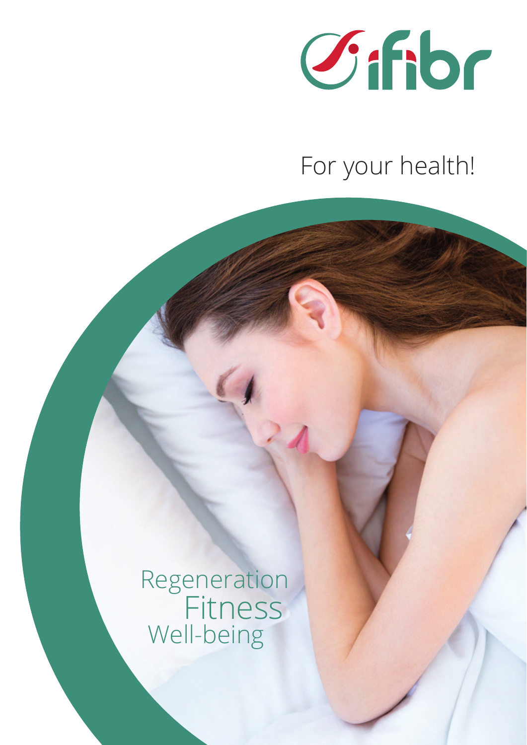ifibr

For your health!

Regeneration
Fitness
Well-being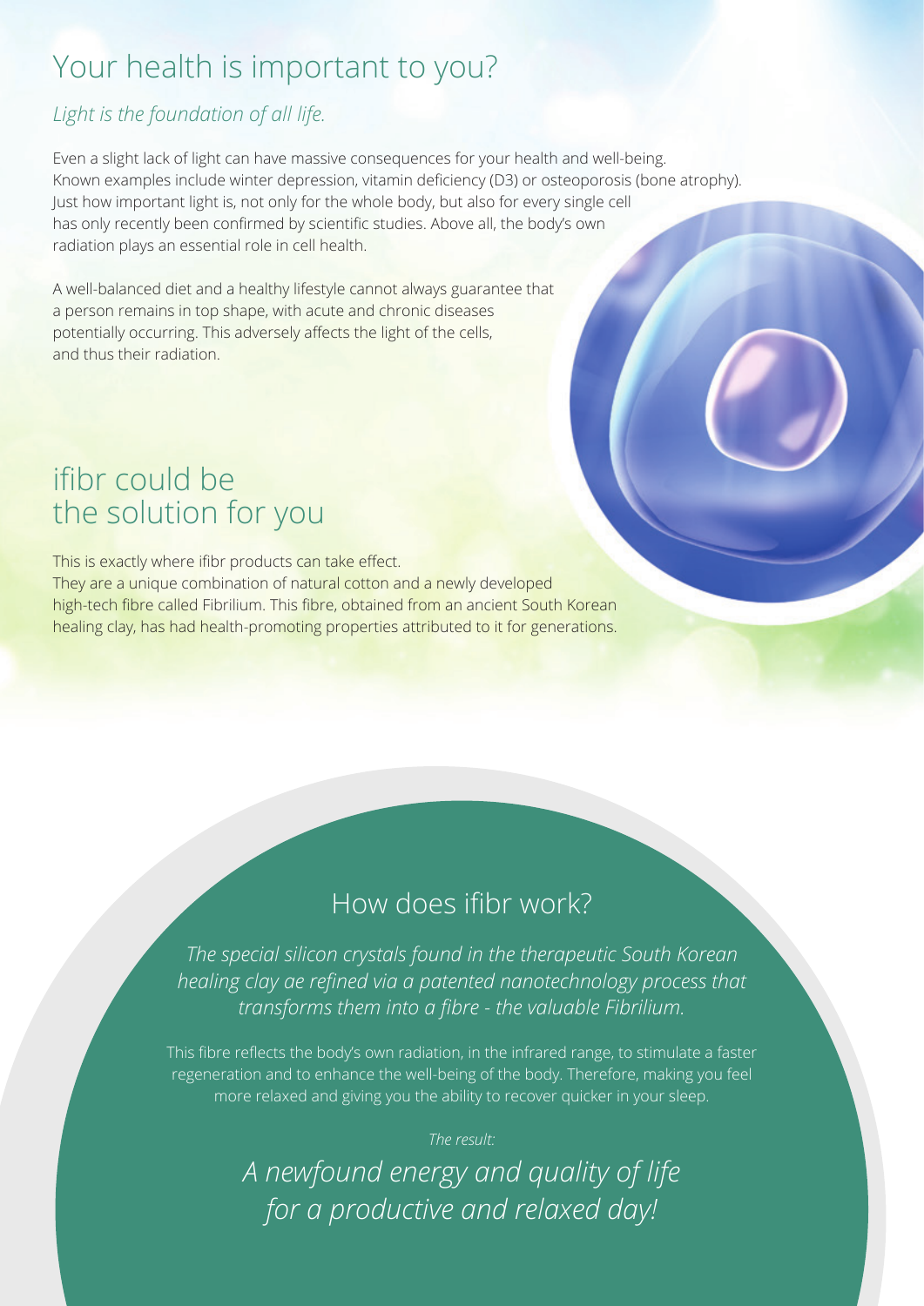# Your health is important to you?

*Light is the foundation of all life.*

Even a slight lack of light can have massive consequences for your health and well-being. Known examples include winter depression, vitamin deficiency (D3) or osteoporosis (bone atrophy). Just how important light is, not only for the whole body, but also for every single cell has only recently been confirmed by scientific studies. Above all, the body's own radiation plays an essential role in cell health.

A well-balanced diet and a healthy lifestyle cannot always guarantee that a person remains in top shape, with acute and chronic diseases potentially occurring. This adversely affects the light of the cells, and thus their radiation.

# ifibr could be the solution for you

This is exactly where ifibr products can take effect. They are a unique combination of natural cotton and a newly developed high-tech fibre called Fibrilium. This fibre, obtained from an ancient South Korean healing clay, has had health-promoting properties attributed to it for generations.

## How does ifibr work?

*The special silicon crystals found in the therapeutic South Korean healing clay ae refined via a patented nanotechnology process that transforms them into a fibre - the valuable Fibrilium.*

This fibre reflects the body's own radiation, in the infrared range, to stimulate a faster regeneration and to enhance the well-being of the body. Therefore, making you feel more relaxed and giving you the ability to recover quicker in your sleep.

*The result:*

*A newfound energy and quality of life for a productive and relaxed day!*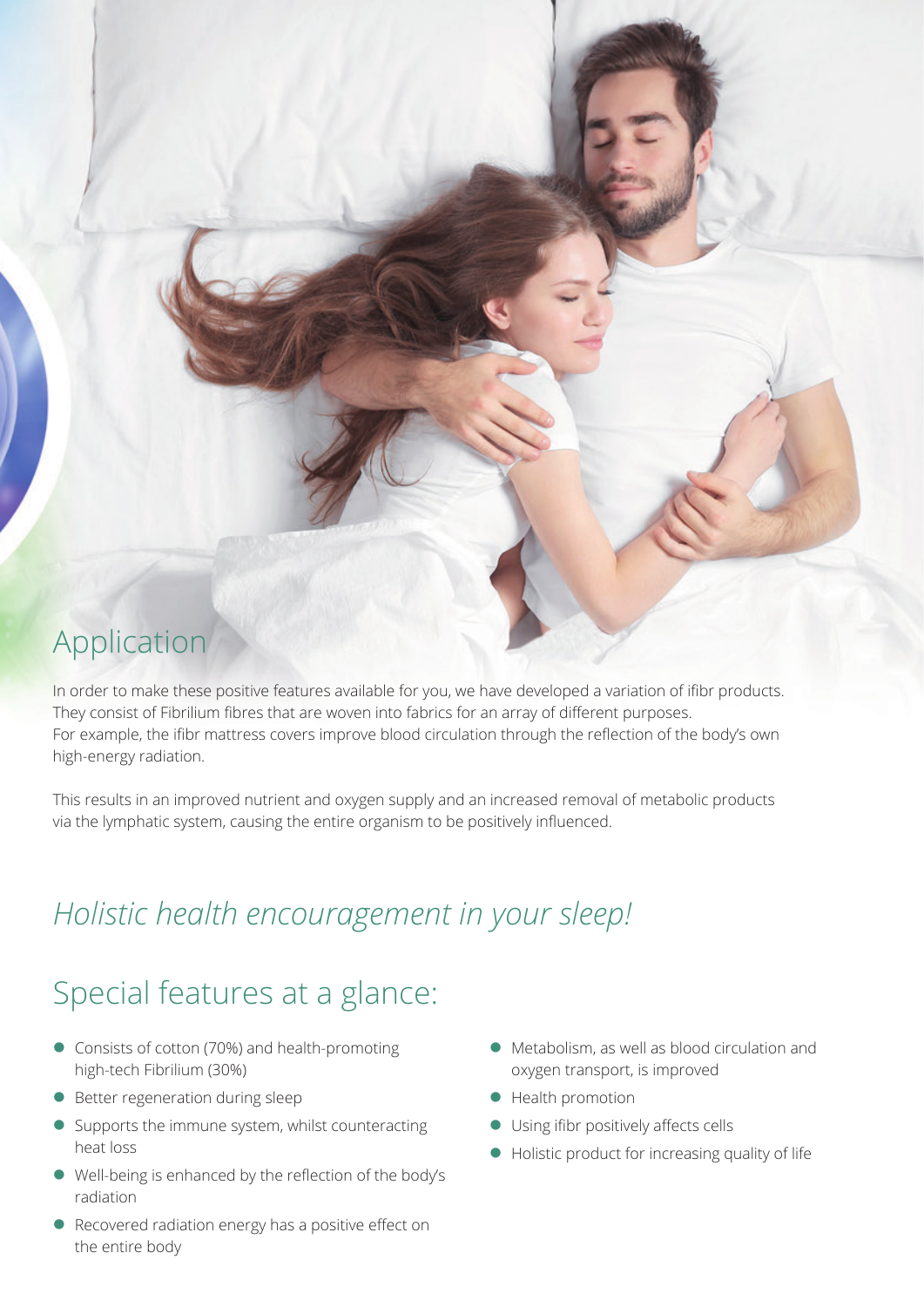## Application

In order to make these positive features available for you, we have developed a variation of ifibr products. They consist of Fibrilium fibres that are woven into fabrics for an array of different purposes.
For example, the ifibr mattress covers improve blood circulation through the reflection of the body's own high-energy radiation.

This results in an improved nutrient and oxygen supply and an increased removal of metabolic products via the lymphatic system, causing the entire organism to be positively influenced.

## *Holistic health encouragement in your sleep!*

## Special features at a glance:

- Consists of cotton (70%) and health-promoting high-tech Fibrilium (30%)
- Better regeneration during sleep
- Supports the immune system, whilst counteracting heat loss
- Well-being is enhanced by the reflection of the body's radiation
- Recovered radiation energy has a positive effect on the entire body
- Metabolism, as well as blood circulation and oxygen transport, is improved
- Health promotion
- Using ifibr positively affects cells
- Holistic product for increasing quality of life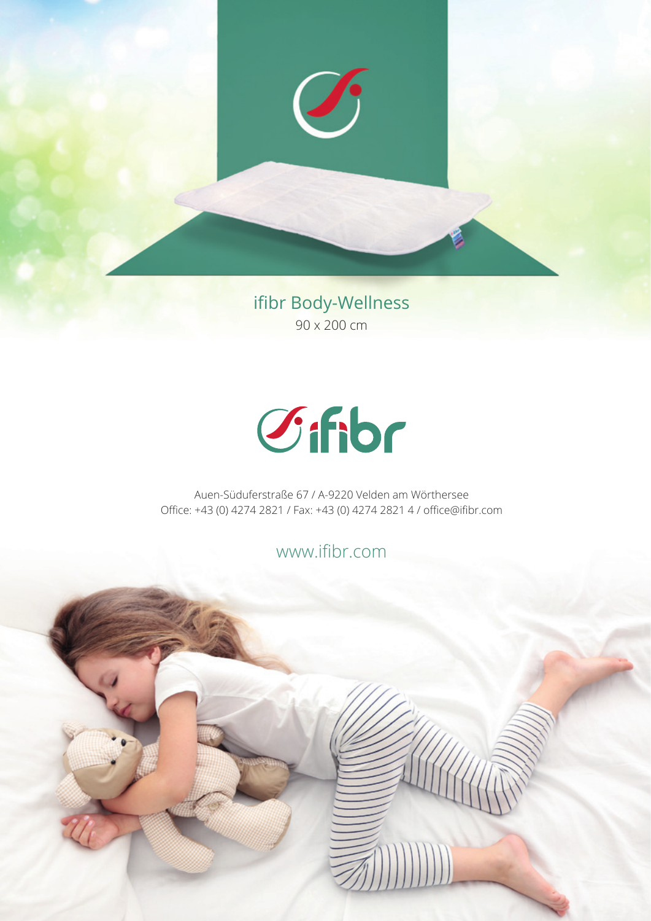ifibr Body-Wellness
90 x 200 cm

ifibr

Auen-Süduferstraße 67 / A-9220 Velden am Wörthersee
Office: +43 (0) 4274 2821 / Fax: +43 (0) 4274 2821 4 / office@ifibr.com

www.ifibr.com